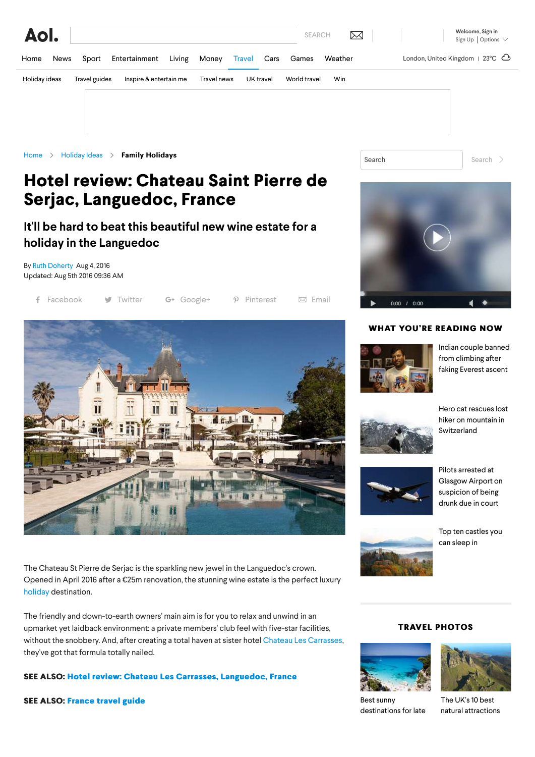Home > Holiday Ideas > Family Holidays

# Hotel review: Chateau Saint Pierre de Serjac, Languedoc, France

## It'll be hard to beat this beautiful new wine estate for a holiday in the Languedoc

By Ruth Doherty Aug 4, 2016
Updated: Aug 5th 2016 09:36 AM

The Chateau St Pierre de Serjac is the sparkling new jewel in the Languedoc's crown. Opened in April 2016 after a €25m renovation, the stunning wine estate is the perfect luxury holiday destination.

The friendly and down-to-earth owners' main aim is for you to relax and unwind in an upmarket yet laidback environment: a private members' club feel with five-star facilities, without the snobbery. And, after creating a total haven at sister hotel Chateau Les Carrasses, they've got that formula totally nailed.

**SEE ALSO: Hotel review: Chateau Les Carrasses, Languedoc, France**

**SEE ALSO: France travel guide**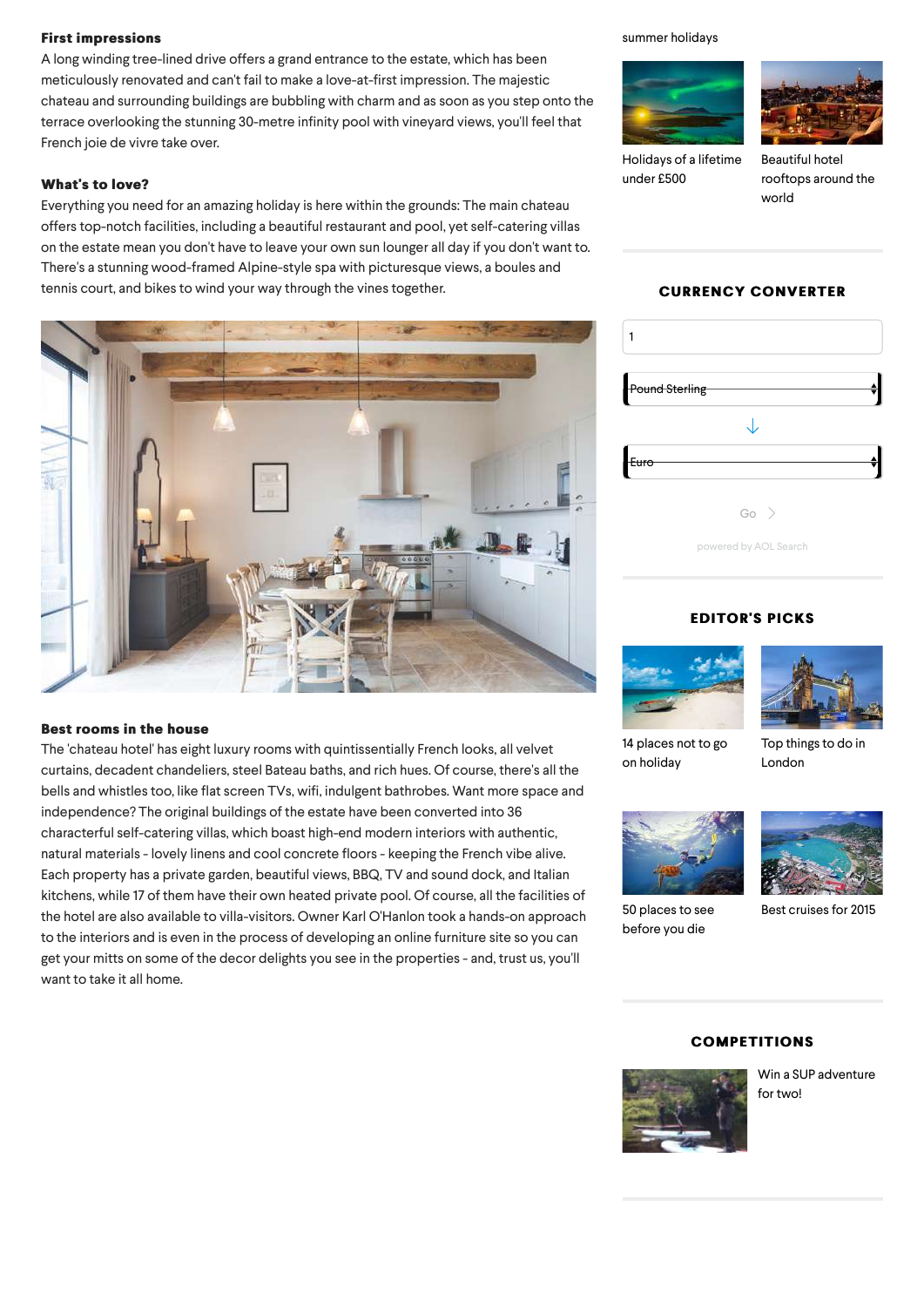### First impressions

A long winding tree-lined drive offers a grand entrance to the estate, which has been meticulously renovated and can't fail to make a love-at-first impression. The majestic chateau and surrounding buildings are bubbling with charm and as soon as you step onto the terrace overlooking the stunning 30-metre infinity pool with vineyard views, you'll feel that French joie de vivre take over.

### What's to love?

Everything you need for an amazing holiday is here within the grounds: The main chateau offers top-notch facilities, including a beautiful restaurant and pool, yet self-catering villas on the estate mean you don't have to leave your own sun lounger all day if you don't want to. There's a stunning wood-framed Alpine-style spa with picturesque views, a boules and tennis court, and bikes to wind your way through the vines together.

### Best rooms in the house

The 'chateau hotel' has eight luxury rooms with quintessentially French looks, all velvet curtains, decadent chandeliers, steel Bateau baths, and rich hues. Of course, there's all the bells and whistles too, like flat screen TVs, wifi, indulgent bathrobes. Want more space and independence? The original buildings of the estate have been converted into 36 characterful self-catering villas, which boast high-end modern interiors with authentic, natural materials - lovely linens and cool concrete floors - keeping the French vibe alive. Each property has a private garden, beautiful views, BBQ, TV and sound dock, and Italian kitchens, while 17 of them have their own heated private pool. Of course, all the facilities of the hotel are also available to villa-visitors. Owner Karl O'Hanlon took a hands-on approach to the interiors and is even in the process of developing an online furniture site so you can get your mitts on some of the decor delights you see in the properties - and, trust us, you'll want to take it all home.

summer holidays

Holidays of a lifetime under £500

Beautiful hotel rooftops around the world

## CURRENCY CONVERTER

1

Pound Sterling

Euro

Go

powered by AOL Search

## EDITOR'S PICKS

14 places not to go on holiday

Top things to do in London

50 places to see before you die

Best cruises for 2015

## COMPETITIONS

Win a SUP adventure for two!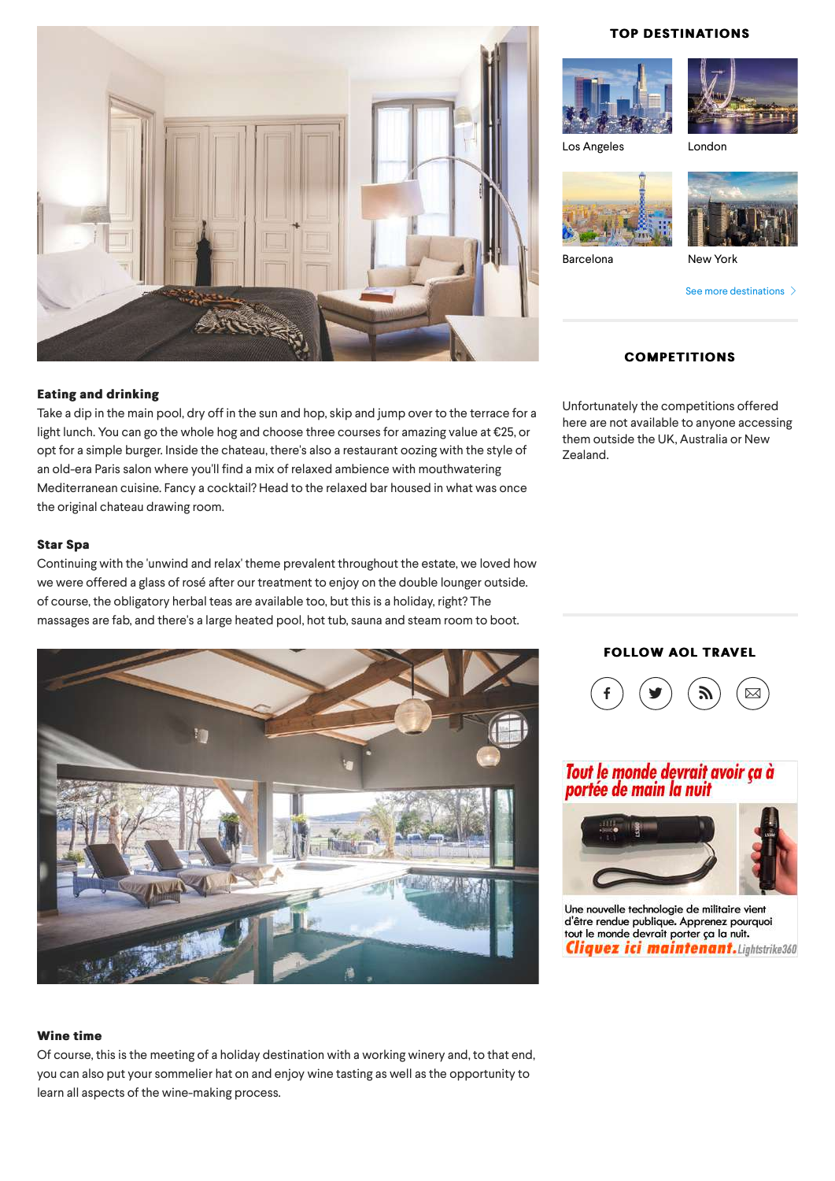**Eating and drinking**

Take a dip in the main pool, dry off in the sun and hop, skip and jump over to the terrace for a light lunch. You can go the whole hog and choose three courses for amazing value at €25, or opt for a simple burger. Inside the chateau, there's also a restaurant oozing with the style of an old-era Paris salon where you'll find a mix of relaxed ambience with mouthwatering Mediterranean cuisine. Fancy a cocktail? Head to the relaxed bar housed in what was once the original chateau drawing room.

**Star Spa**

Continuing with the 'unwind and relax' theme prevalent throughout the estate, we loved how we were offered a glass of rosé after our treatment to enjoy on the double lounger outside. of course, the obligatory herbal teas are available too, but this is a holiday, right? The massages are fab, and there's a large heated pool, hot tub, sauna and steam room to boot.

**Wine time**

Of course, this is the meeting of a holiday destination with a working winery and, to that end, you can also put your sommelier hat on and enjoy wine tasting as well as the opportunity to learn all aspects of the wine-making process.

## TOP DESTINATIONS

- Los Angeles
- London
- Barcelona
- New York

See more destinations

## COMPETITIONS

Unfortunately the competitions offered here are not available to anyone accessing them outside the UK, Australia or New Zealand.

## FOLLOW AOL TRAVEL

Tout le monde devrait avoir ça à portée de main la nuit

Une nouvelle technologie de militaire vient d'être rendue publique. Apprenez pourquoi tout le monde devrait porter ça la nuit.

Cliquez ici maintenant. Lightstrike360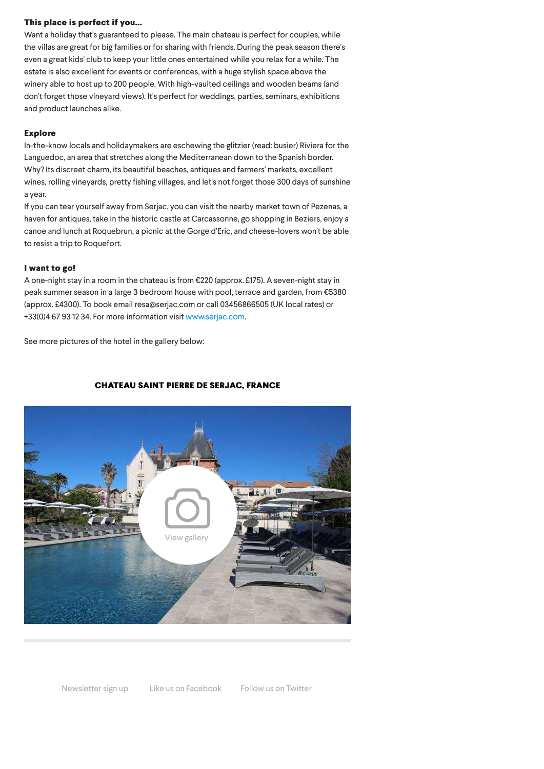**This place is perfect if you...**

Want a holiday that's guaranteed to please. The main chateau is perfect for couples, while the villas are great for big families or for sharing with friends. During the peak season there's even a great kids' club to keep your little ones entertained while you relax for a while. The estate is also excellent for events or conferences, with a huge stylish space above the winery able to host up to 200 people. With high-vaulted ceilings and wooden beams (and don't forget those vineyard views). It's perfect for weddings, parties, seminars, exhibitions and product launches alike.

**Explore**

In-the-know locals and holidaymakers are eschewing the glitzier (read: busier) Riviera for the Languedoc, an area that stretches along the Mediterranean down to the Spanish border. Why? Its discreet charm, its beautiful beaches, antiques and farmers' markets, excellent wines, rolling vineyards, pretty fishing villages, and let's not forget those 300 days of sunshine a year.

If you can tear yourself away from Serjac, you can visit the nearby market town of Pezenas, a haven for antiques, take in the historic castle at Carcassonne, go shopping in Beziers, enjoy a canoe and lunch at Roquebrun, a picnic at the Gorge d'Eric, and cheese-lovers won't be able to resist a trip to Roquefort.

**I want to go!**

A one-night stay in a room in the chateau is from €220 (approx. £175). A seven-night stay in peak summer season in a large 3 bedroom house with pool, terrace and garden, from €5380 (approx. £4300). To book email resa@serjac.com or call 03456866505 (UK local rates) or +33(0)4 67 93 12 34. For more information visit www.serjac.com.

See more pictures of the hotel in the gallery below:

**CHATEAU SAINT PIERRE DE SERJAC, FRANCE**

View gallery

Newsletter sign up    Like us on Facebook    Follow us on Twitter